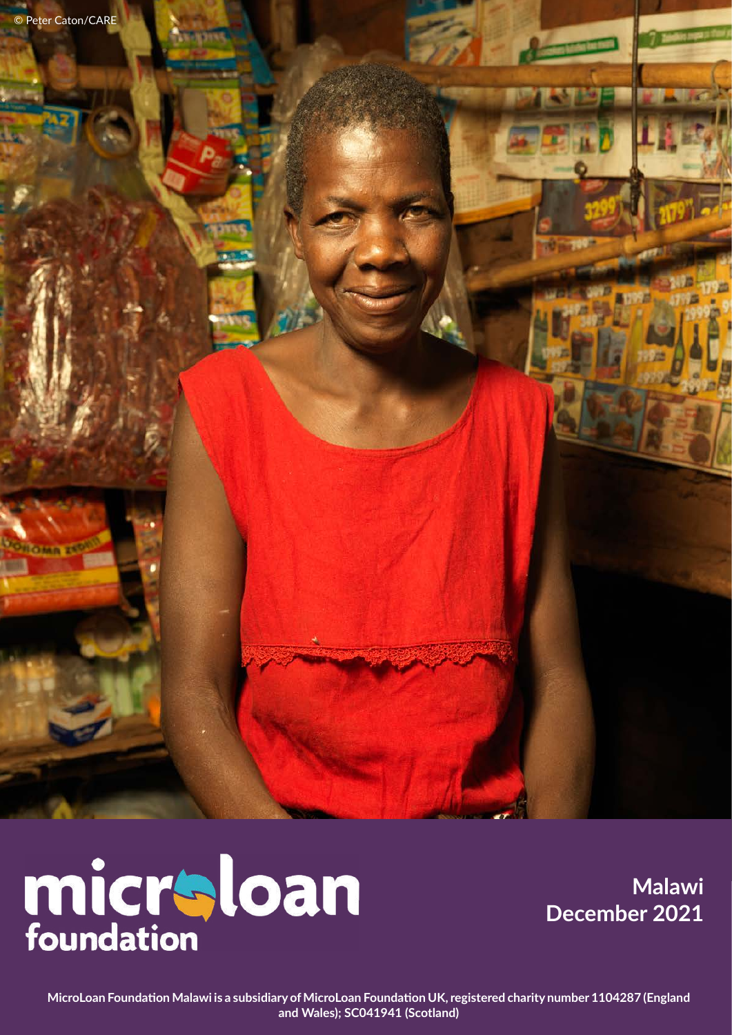© Peter Caton/CARE

microloan foundation

Malawi
December 2021

**MicroLoan Foundation Malawi is a subsidiary of MicroLoan Foundation UK, registered charity number 1104287 (England and Wales); SC041941 (Scotland)**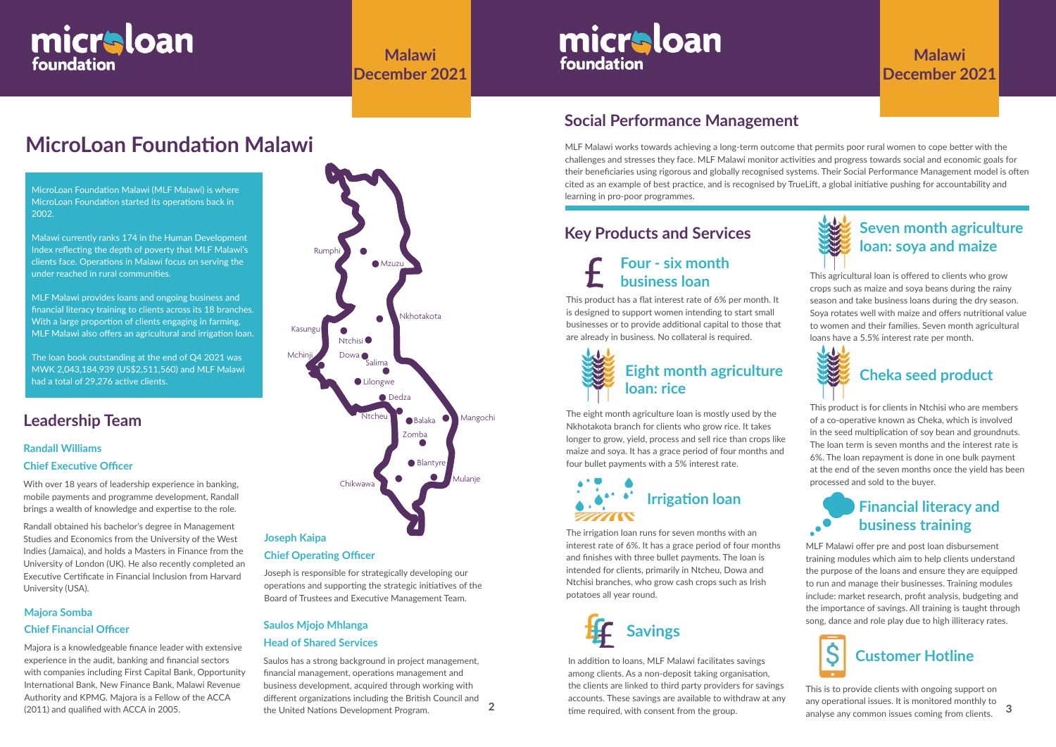# MicroLoan Foundation Malawi

MicroLoan Foundation Malawi (MLF Malawi) is where MicroLoan Foundation started its operations back in 2002.

Malawi currently ranks 174 in the Human Development Index reflecting the depth of poverty that MLF Malawi's clients face. Operations in Malawi focus on serving the under reached in rural communities.

MLF Malawi provides loans and ongoing business and financial literacy training to clients across its 18 branches. With a large proportion of clients engaging in farming, MLF Malawi also offers an agricultural and irrigation loan.

The loan book outstanding at the end of Q4 2021 was MWK 2,043,184,939 (US$2,511,560) and MLF Malawi had a total of 29,276 active clients.

Rumphi, Mzuzu, Nkhotakota, Kasungu, Ntchisi, Mchinji, Dowa, Salima, Lilongwe, Dedza, Ntcheu, Balaka, Mangochi, Zomba, Blantyre, Chikwawa, Mulanje

## Leadership Team

### Randall Williams

### Chief Executive Officer

With over 18 years of leadership experience in banking, mobile payments and programme development, Randall brings a wealth of knowledge and expertise to the role.

Randall obtained his bachelor's degree in Management Studies and Economics from the University of the West Indies (Jamaica), and holds a Masters in Finance from the University of London (UK). He also recently completed an Executive Certificate in Financial Inclusion from Harvard University (USA).

### Majora Somba

### Chief Financial Officer

Majora is a knowledgeable finance leader with extensive experience in the audit, banking and financial sectors with companies including First Capital Bank, Opportunity International Bank, New Finance Bank, Malawi Revenue Authority and KPMG. Majora is a Fellow of the ACCA (2011) and qualified with ACCA in 2005.

### Joseph Kaipa

### Chief Operating Officer

Joseph is responsible for strategically developing our operations and supporting the strategic initiatives of the Board of Trustees and Executive Management Team.

### Saulos Mjojo Mhlanga

### Head of Shared Services

Saulos has a strong background in project management, financial management, operations management and business development, acquired through working with different organizations including the British Council and the United Nations Development Program.

## Social Performance Management

MLF Malawi works towards achieving a long-term outcome that permits poor rural women to cope better with the challenges and stresses they face. MLF Malawi monitor activities and progress towards social and economic goals for their beneficiaries using rigorous and globally recognised systems. Their Social Performance Management model is often cited as an example of best practice, and is recognised by TrueLift, a global initiative pushing for accountability and learning in pro-poor programmes.

## Key Products and Services

### Four - six month business loan

This product has a flat interest rate of 6% per month. It is designed to support women intending to start small businesses or to provide additional capital to those that are already in business. No collateral is required.

### Eight month agriculture loan: rice

The eight month agriculture loan is mostly used by the Nkhotakota branch for clients who grow rice. It takes longer to grow, yield, process and sell rice than crops like maize and soya. It has a grace period of four months and four bullet payments with a 5% interest rate.

### Irrigation loan

The irrigation loan runs for seven months with an interest rate of 6%. It has a grace period of four months and finishes with three bullet payments. The loan is intended for clients, primarily in Ntcheu, Dowa and Ntchisi branches, who grow cash crops such as Irish potatoes all year round.

### Savings

In addition to loans, MLF Malawi facilitates savings among clients. As a non-deposit taking organisation, the clients are linked to third party providers for savings accounts. These savings are available to withdraw at any time required, with consent from the group.

### Seven month agriculture loan: soya and maize

This agricultural loan is offered to clients who grow crops such as maize and soya beans during the rainy season and take business loans during the dry season. Soya rotates well with maize and offers nutritional value to women and their families. Seven month agricultural loans have a 5.5% interest rate per month.

### Cheka seed product

This product is for clients in Ntchisi who are members of a co-operative known as Cheka, which is involved in the seed multiplication of soy bean and groundnuts. The loan term is seven months and the interest rate is 6%. The loan repayment is done in one bulk payment at the end of the seven months once the yield has been processed and sold to the buyer.

### Financial literacy and business training

MLF Malawi offer pre and post loan disbursement training modules which aim to help clients understand the purpose of the loans and ensure they are equipped to run and manage their businesses. Training modules include: market research, profit analysis, budgeting and the importance of savings. All training is taught through song, dance and role play due to high illiteracy rates.

### Customer Hotline

This is to provide clients with ongoing support on any operational issues. It is monitored monthly to analyse any common issues coming from clients.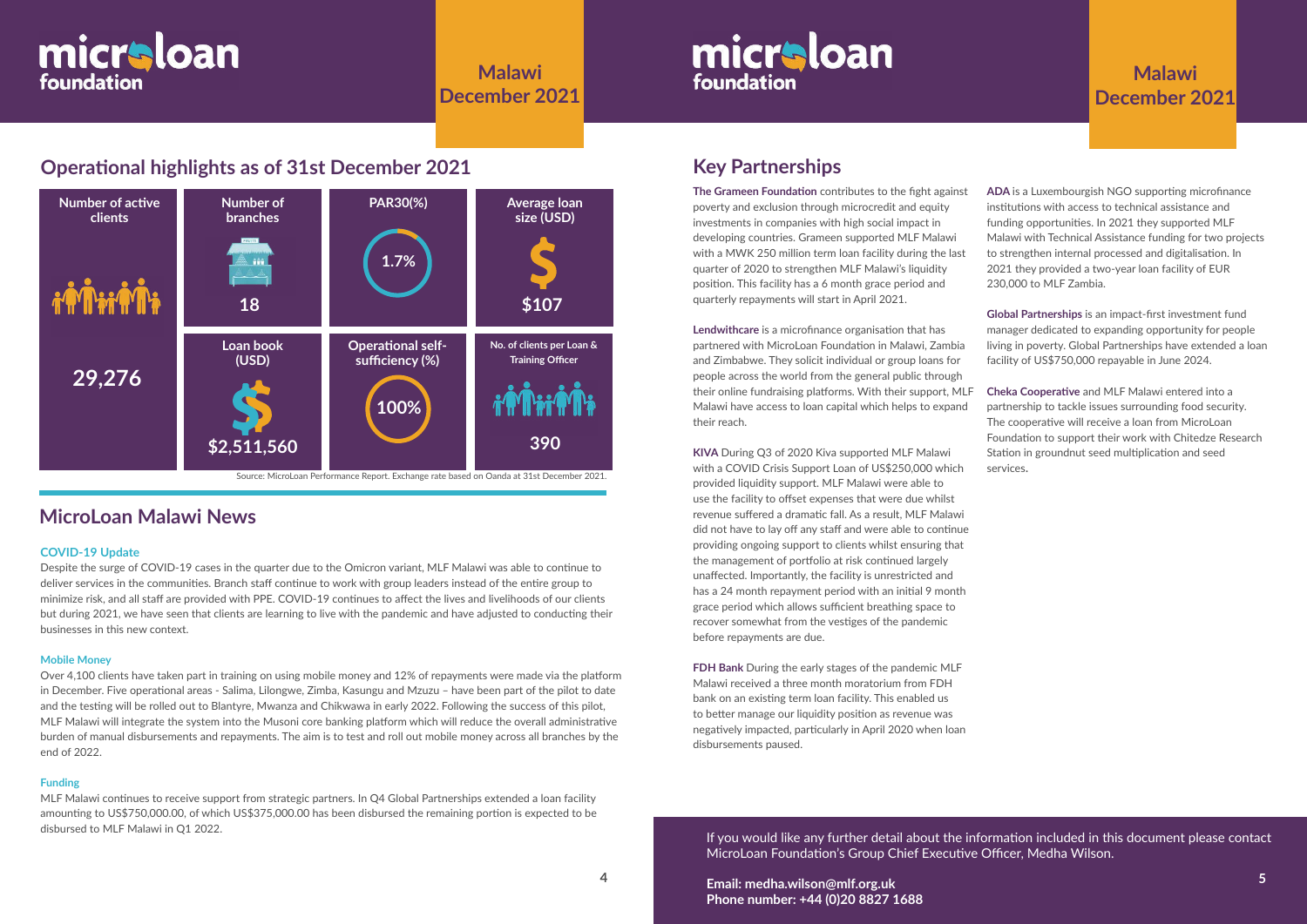# microloan foundation

**Malawi December 2021**

## Operational highlights as of 31st December 2021

| Number of active clients | Number of branches | PAR30(%) | Average loan size (USD) |
|---|---|---|---|
| 29,276 | 18 | 1.7% | $107 |
| | **Loan book (USD)** | **Operational self-sufficiency (%)** | **No. of clients per Loan & Training Officer** |
| | $2,511,560 | 100% | 390 |

Source: MicroLoan Performance Report. Exchange rate based on Oanda at 31st December 2021.

## MicroLoan Malawi News

### COVID-19 Update

Despite the surge of COVID-19 cases in the quarter due to the Omicron variant, MLF Malawi was able to continue to deliver services in the communities. Branch staff continue to work with group leaders instead of the entire group to minimize risk, and all staff are provided with PPE. COVID-19 continues to affect the lives and livelihoods of our clients but during 2021, we have seen that clients are learning to live with the pandemic and have adjusted to conducting their businesses in this new context.

### Mobile Money

Over 4,100 clients have taken part in training on using mobile money and 12% of repayments were made via the platform in December. Five operational areas - Salima, Lilongwe, Zimba, Kasungu and Mzuzu – have been part of the pilot to date and the testing will be rolled out to Blantyre, Mwanza and Chikwawa in early 2022. Following the success of this pilot, MLF Malawi will integrate the system into the Musoni core banking platform which will reduce the overall administrative burden of manual disbursements and repayments. The aim is to test and roll out mobile money across all branches by the end of 2022.

### Funding

MLF Malawi continues to receive support from strategic partners. In Q4 Global Partnerships extended a loan facility amounting to US$750,000.00, of which US$375,000.00 has been disbursed the remaining portion is expected to be disbursed to MLF Malawi in Q1 2022.

## Key Partnerships

**The Grameen Foundation** contributes to the fight against poverty and exclusion through microcredit and equity investments in companies with high social impact in developing countries. Grameen supported MLF Malawi with a MWK 250 million term loan facility during the last quarter of 2020 to strengthen MLF Malawi's liquidity position. This facility has a 6 month grace period and quarterly repayments will start in April 2021.

**Lendwithcare** is a microfinance organisation that has partnered with MicroLoan Foundation in Malawi, Zambia and Zimbabwe. They solicit individual or group loans for people across the world from the general public through their online fundraising platforms. With their support, MLF Malawi have access to loan capital which helps to expand their reach.

**KIVA** During Q3 of 2020 Kiva supported MLF Malawi with a COVID Crisis Support Loan of US$250,000 which provided liquidity support. MLF Malawi were able to use the facility to offset expenses that were due whilst revenue suffered a dramatic fall. As a result, MLF Malawi did not have to lay off any staff and were able to continue providing ongoing support to clients whilst ensuring that the management of portfolio at risk continued largely unaffected. Importantly, the facility is unrestricted and has a 24 month repayment period with an initial 9 month grace period which allows sufficient breathing space to recover somewhat from the vestiges of the pandemic before repayments are due.

**FDH Bank** During the early stages of the pandemic MLF Malawi received a three month moratorium from FDH bank on an existing term loan facility. This enabled us to better manage our liquidity position as revenue was negatively impacted, particularly in April 2020 when loan disbursements paused.

**ADA** is a Luxembourgish NGO supporting microfinance institutions with access to technical assistance and funding opportunities. In 2021 they supported MLF Malawi with Technical Assistance funding for two projects to strengthen internal processed and digitalisation. In 2021 they provided a two-year loan facility of EUR 230,000 to MLF Zambia.

**Global Partnerships** is an impact-first investment fund manager dedicated to expanding opportunity for people living in poverty. Global Partnerships have extended a loan facility of US$750,000 repayable in June 2024.

**Cheka Cooperative** and MLF Malawi entered into a partnership to tackle issues surrounding food security. The cooperative will receive a loan from MicroLoan Foundation to support their work with Chitedze Research Station in groundnut seed multiplication and seed services.

If you would like any further detail about the information included in this document please contact MicroLoan Foundation's Group Chief Executive Officer, Medha Wilson.

**Email: medha.wilson@mlf.org.uk**
**Phone number: +44 (0)20 8827 1688**